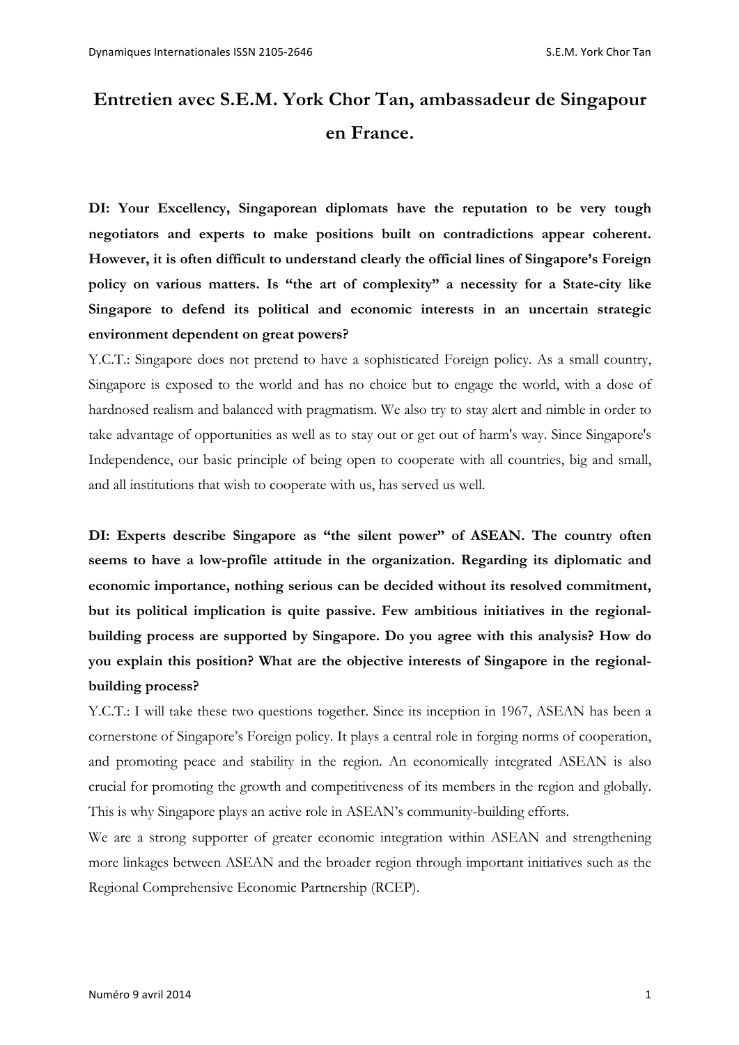# Entretien avec S.E.M. York Chor Tan, ambassadeur de Singapour en France.

**DI: Your Excellency, Singaporean diplomats have the reputation to be very tough negotiators and experts to make positions built on contradictions appear coherent. However, it is often difficult to understand clearly the official lines of Singapore's Foreign policy on various matters. Is "the art of complexity" a necessity for a State-city like Singapore to defend its political and economic interests in an uncertain strategic environment dependent on great powers?**

Y.C.T.: Singapore does not pretend to have a sophisticated Foreign policy. As a small country, Singapore is exposed to the world and has no choice but to engage the world, with a dose of hardnosed realism and balanced with pragmatism. We also try to stay alert and nimble in order to take advantage of opportunities as well as to stay out or get out of harm's way. Since Singapore's Independence, our basic principle of being open to cooperate with all countries, big and small, and all institutions that wish to cooperate with us, has served us well.

**DI: Experts describe Singapore as "the silent power" of ASEAN. The country often seems to have a low-profile attitude in the organization. Regarding its diplomatic and economic importance, nothing serious can be decided without its resolved commitment, but its political implication is quite passive. Few ambitious initiatives in the regional-building process are supported by Singapore. Do you agree with this analysis? How do you explain this position? What are the objective interests of Singapore in the regional-building process?**

Y.C.T.: I will take these two questions together. Since its inception in 1967, ASEAN has been a cornerstone of Singapore's Foreign policy. It plays a central role in forging norms of cooperation, and promoting peace and stability in the region. An economically integrated ASEAN is also crucial for promoting the growth and competitiveness of its members in the region and globally. This is why Singapore plays an active role in ASEAN's community-building efforts.

We are a strong supporter of greater economic integration within ASEAN and strengthening more linkages between ASEAN and the broader region through important initiatives such as the Regional Comprehensive Economic Partnership (RCEP).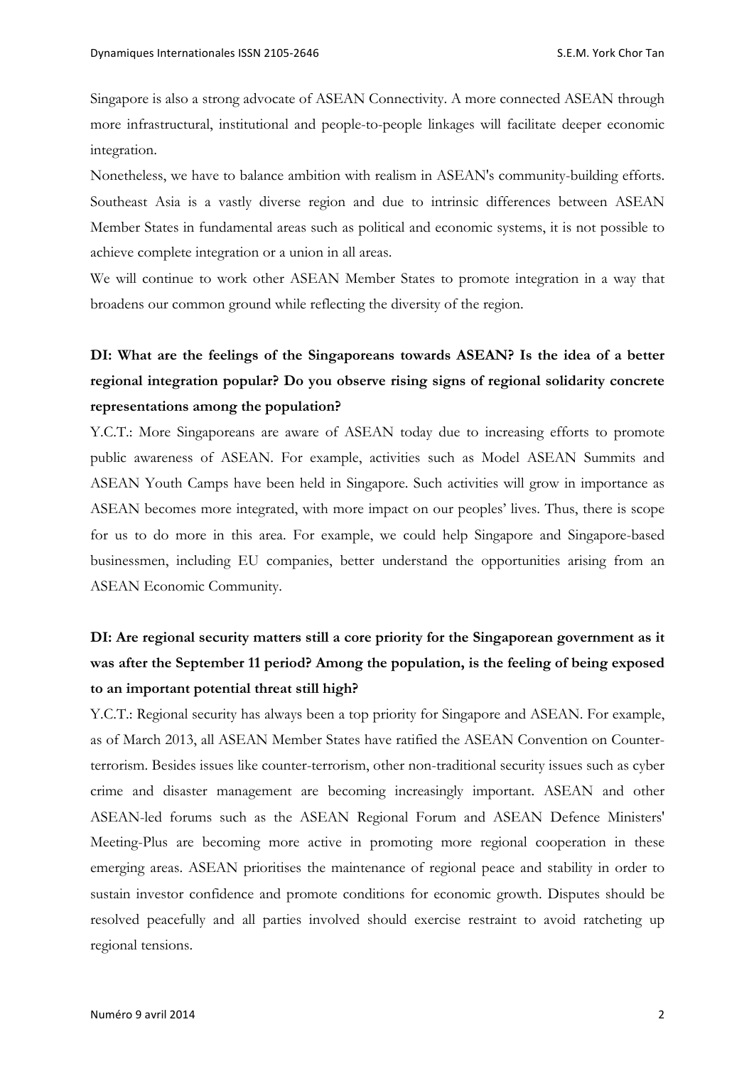Singapore is also a strong advocate of ASEAN Connectivity. A more connected ASEAN through more infrastructural, institutional and people-to-people linkages will facilitate deeper economic integration.

Nonetheless, we have to balance ambition with realism in ASEAN's community-building efforts. Southeast Asia is a vastly diverse region and due to intrinsic differences between ASEAN Member States in fundamental areas such as political and economic systems, it is not possible to achieve complete integration or a union in all areas.

We will continue to work other ASEAN Member States to promote integration in a way that broadens our common ground while reflecting the diversity of the region.

**DI: What are the feelings of the Singaporeans towards ASEAN? Is the idea of a better regional integration popular? Do you observe rising signs of regional solidarity concrete representations among the population?**

Y.C.T.: More Singaporeans are aware of ASEAN today due to increasing efforts to promote public awareness of ASEAN. For example, activities such as Model ASEAN Summits and ASEAN Youth Camps have been held in Singapore. Such activities will grow in importance as ASEAN becomes more integrated, with more impact on our peoples' lives. Thus, there is scope for us to do more in this area. For example, we could help Singapore and Singapore-based businessmen, including EU companies, better understand the opportunities arising from an ASEAN Economic Community.

**DI: Are regional security matters still a core priority for the Singaporean government as it was after the September 11 period? Among the population, is the feeling of being exposed to an important potential threat still high?**

Y.C.T.: Regional security has always been a top priority for Singapore and ASEAN. For example, as of March 2013, all ASEAN Member States have ratified the ASEAN Convention on Counter-terrorism. Besides issues like counter-terrorism, other non-traditional security issues such as cyber crime and disaster management are becoming increasingly important. ASEAN and other ASEAN-led forums such as the ASEAN Regional Forum and ASEAN Defence Ministers' Meeting-Plus are becoming more active in promoting more regional cooperation in these emerging areas. ASEAN prioritises the maintenance of regional peace and stability in order to sustain investor confidence and promote conditions for economic growth. Disputes should be resolved peacefully and all parties involved should exercise restraint to avoid ratcheting up regional tensions.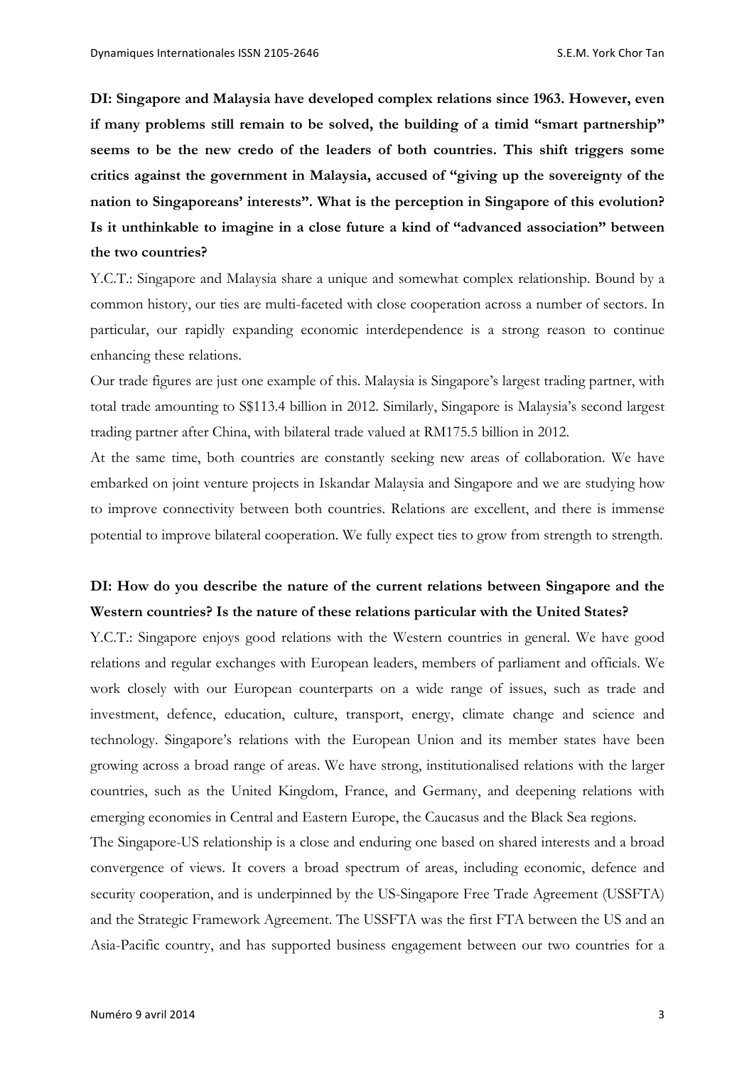**DI: Singapore and Malaysia have developed complex relations since 1963. However, even if many problems still remain to be solved, the building of a timid "smart partnership" seems to be the new credo of the leaders of both countries. This shift triggers some critics against the government in Malaysia, accused of "giving up the sovereignty of the nation to Singaporeans' interests". What is the perception in Singapore of this evolution? Is it unthinkable to imagine in a close future a kind of "advanced association" between the two countries?**

Y.C.T.: Singapore and Malaysia share a unique and somewhat complex relationship. Bound by a common history, our ties are multi-faceted with close cooperation across a number of sectors. In particular, our rapidly expanding economic interdependence is a strong reason to continue enhancing these relations.

Our trade figures are just one example of this. Malaysia is Singapore's largest trading partner, with total trade amounting to S$113.4 billion in 2012. Similarly, Singapore is Malaysia's second largest trading partner after China, with bilateral trade valued at RM175.5 billion in 2012.

At the same time, both countries are constantly seeking new areas of collaboration. We have embarked on joint venture projects in Iskandar Malaysia and Singapore and we are studying how to improve connectivity between both countries. Relations are excellent, and there is immense potential to improve bilateral cooperation. We fully expect ties to grow from strength to strength.

**DI: How do you describe the nature of the current relations between Singapore and the Western countries? Is the nature of these relations particular with the United States?**

Y.C.T.: Singapore enjoys good relations with the Western countries in general. We have good relations and regular exchanges with European leaders, members of parliament and officials. We work closely with our European counterparts on a wide range of issues, such as trade and investment, defence, education, culture, transport, energy, climate change and science and technology. Singapore's relations with the European Union and its member states have been growing across a broad range of areas. We have strong, institutionalised relations with the larger countries, such as the United Kingdom, France, and Germany, and deepening relations with emerging economies in Central and Eastern Europe, the Caucasus and the Black Sea regions.

The Singapore-US relationship is a close and enduring one based on shared interests and a broad convergence of views. It covers a broad spectrum of areas, including economic, defence and security cooperation, and is underpinned by the US-Singapore Free Trade Agreement (USSFTA) and the Strategic Framework Agreement. The USSFTA was the first FTA between the US and an Asia-Pacific country, and has supported business engagement between our two countries for a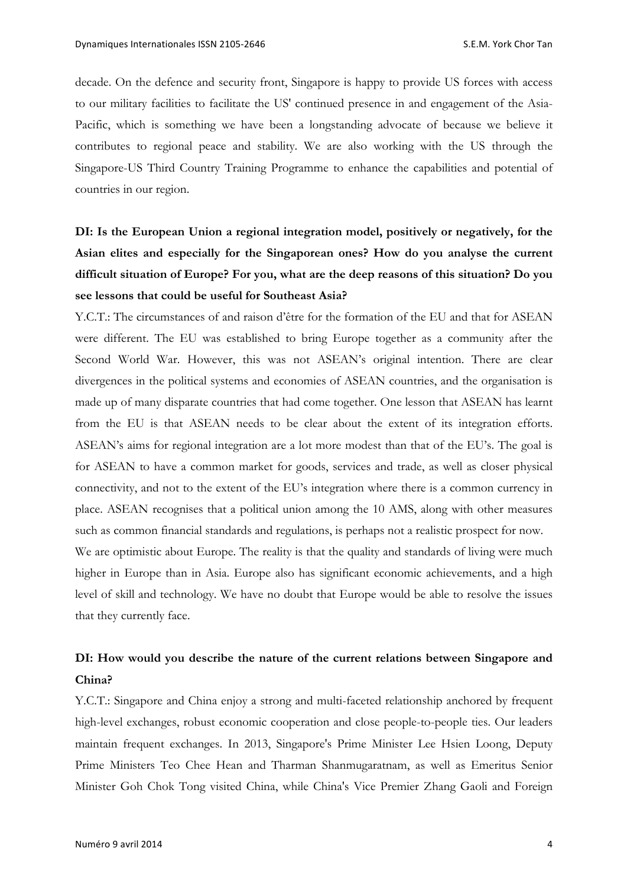decade. On the defence and security front, Singapore is happy to provide US forces with access to our military facilities to facilitate the US' continued presence in and engagement of the Asia-Pacific, which is something we have been a longstanding advocate of because we believe it contributes to regional peace and stability. We are also working with the US through the Singapore-US Third Country Training Programme to enhance the capabilities and potential of countries in our region.

**DI: Is the European Union a regional integration model, positively or negatively, for the Asian elites and especially for the Singaporean ones? How do you analyse the current difficult situation of Europe? For you, what are the deep reasons of this situation? Do you see lessons that could be useful for Southeast Asia?**

Y.C.T.: The circumstances of and raison d'être for the formation of the EU and that for ASEAN were different. The EU was established to bring Europe together as a community after the Second World War. However, this was not ASEAN's original intention. There are clear divergences in the political systems and economies of ASEAN countries, and the organisation is made up of many disparate countries that had come together. One lesson that ASEAN has learnt from the EU is that ASEAN needs to be clear about the extent of its integration efforts. ASEAN's aims for regional integration are a lot more modest than that of the EU's. The goal is for ASEAN to have a common market for goods, services and trade, as well as closer physical connectivity, and not to the extent of the EU's integration where there is a common currency in place. ASEAN recognises that a political union among the 10 AMS, along with other measures such as common financial standards and regulations, is perhaps not a realistic prospect for now.

We are optimistic about Europe. The reality is that the quality and standards of living were much higher in Europe than in Asia. Europe also has significant economic achievements, and a high level of skill and technology. We have no doubt that Europe would be able to resolve the issues that they currently face.

**DI: How would you describe the nature of the current relations between Singapore and China?**

Y.C.T.: Singapore and China enjoy a strong and multi-faceted relationship anchored by frequent high-level exchanges, robust economic cooperation and close people-to-people ties. Our leaders maintain frequent exchanges. In 2013, Singapore's Prime Minister Lee Hsien Loong, Deputy Prime Ministers Teo Chee Hean and Tharman Shanmugaratnam, as well as Emeritus Senior Minister Goh Chok Tong visited China, while China's Vice Premier Zhang Gaoli and Foreign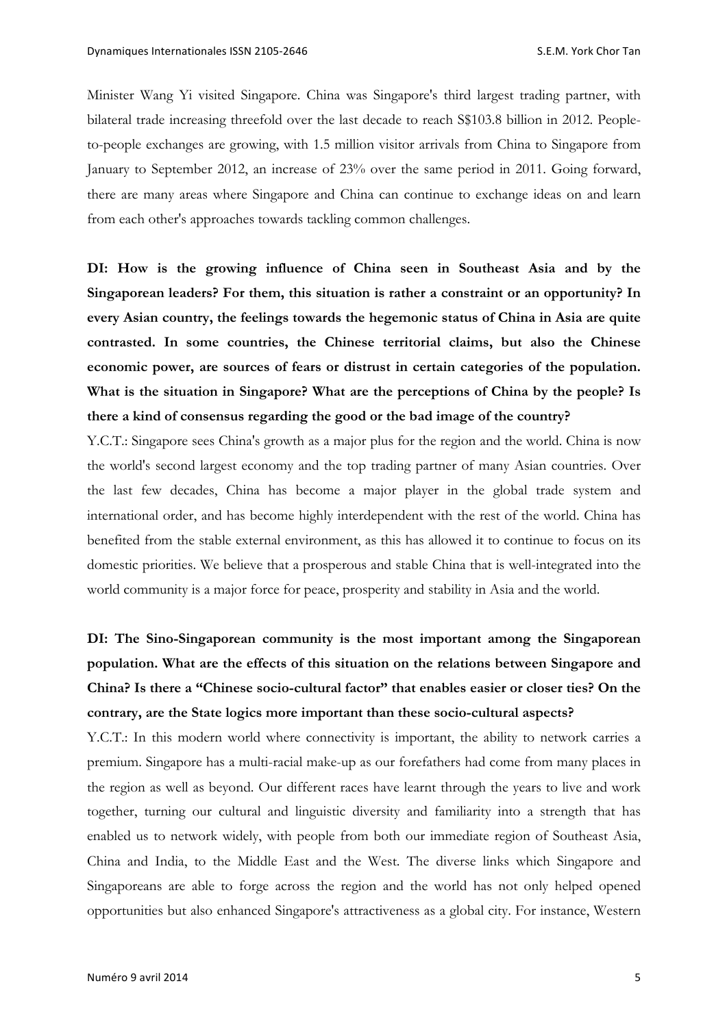Minister Wang Yi visited Singapore. China was Singapore's third largest trading partner, with bilateral trade increasing threefold over the last decade to reach S$103.8 billion in 2012. People-to-people exchanges are growing, with 1.5 million visitor arrivals from China to Singapore from January to September 2012, an increase of 23% over the same period in 2011. Going forward, there are many areas where Singapore and China can continue to exchange ideas on and learn from each other's approaches towards tackling common challenges.

**DI: How is the growing influence of China seen in Southeast Asia and by the Singaporean leaders? For them, this situation is rather a constraint or an opportunity? In every Asian country, the feelings towards the hegemonic status of China in Asia are quite contrasted. In some countries, the Chinese territorial claims, but also the Chinese economic power, are sources of fears or distrust in certain categories of the population. What is the situation in Singapore? What are the perceptions of China by the people? Is there a kind of consensus regarding the good or the bad image of the country?**

Y.C.T.: Singapore sees China's growth as a major plus for the region and the world. China is now the world's second largest economy and the top trading partner of many Asian countries. Over the last few decades, China has become a major player in the global trade system and international order, and has become highly interdependent with the rest of the world. China has benefited from the stable external environment, as this has allowed it to continue to focus on its domestic priorities. We believe that a prosperous and stable China that is well-integrated into the world community is a major force for peace, prosperity and stability in Asia and the world.

**DI: The Sino-Singaporean community is the most important among the Singaporean population. What are the effects of this situation on the relations between Singapore and China? Is there a "Chinese socio-cultural factor" that enables easier or closer ties? On the contrary, are the State logics more important than these socio-cultural aspects?**

Y.C.T.: In this modern world where connectivity is important, the ability to network carries a premium. Singapore has a multi-racial make-up as our forefathers had come from many places in the region as well as beyond. Our different races have learnt through the years to live and work together, turning our cultural and linguistic diversity and familiarity into a strength that has enabled us to network widely, with people from both our immediate region of Southeast Asia, China and India, to the Middle East and the West. The diverse links which Singapore and Singaporeans are able to forge across the region and the world has not only helped opened opportunities but also enhanced Singapore's attractiveness as a global city. For instance, Western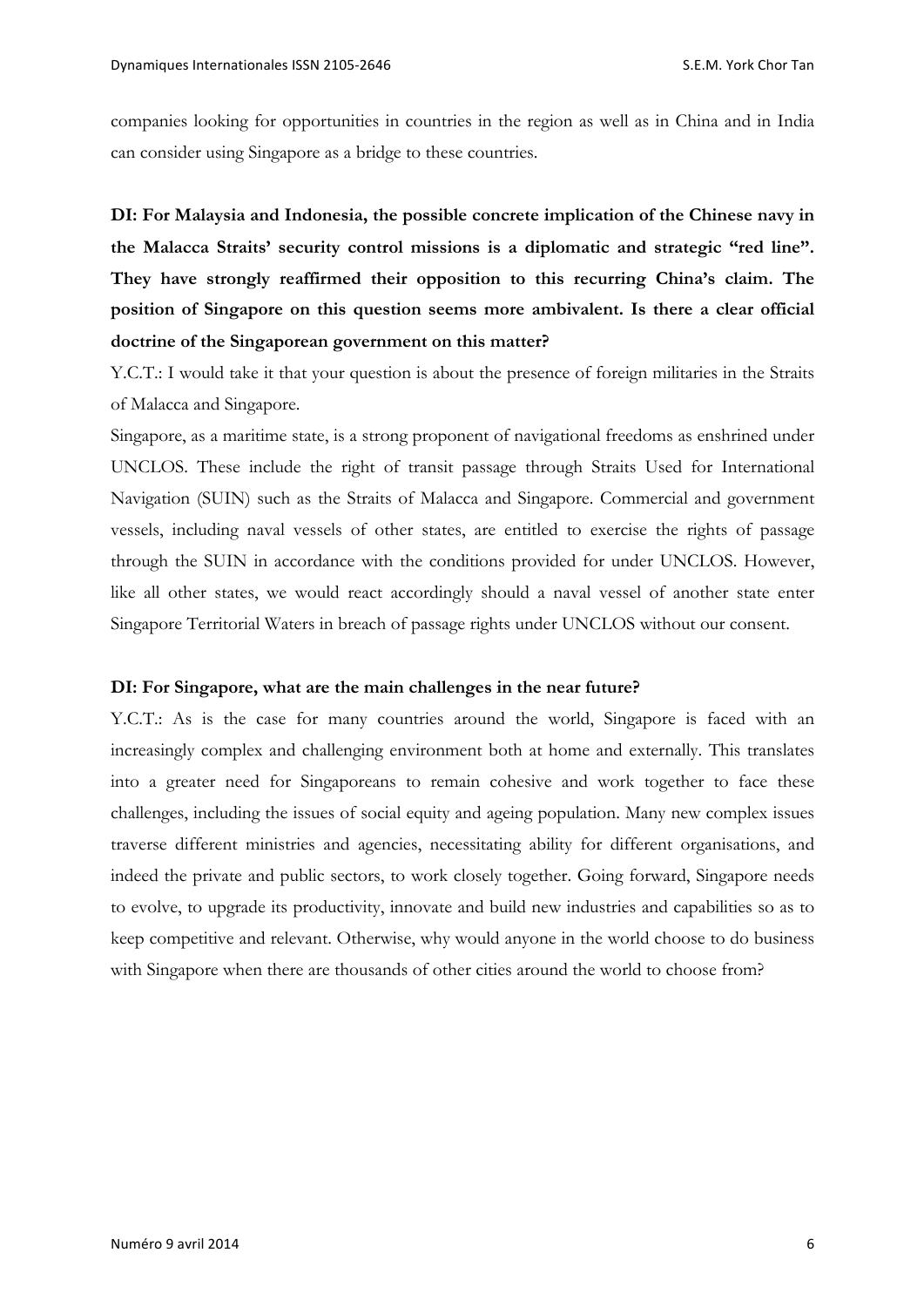companies looking for opportunities in countries in the region as well as in China and in India can consider using Singapore as a bridge to these countries.

**DI: For Malaysia and Indonesia, the possible concrete implication of the Chinese navy in the Malacca Straits' security control missions is a diplomatic and strategic "red line". They have strongly reaffirmed their opposition to this recurring China's claim. The position of Singapore on this question seems more ambivalent. Is there a clear official doctrine of the Singaporean government on this matter?**

Y.C.T.: I would take it that your question is about the presence of foreign militaries in the Straits of Malacca and Singapore.

Singapore, as a maritime state, is a strong proponent of navigational freedoms as enshrined under UNCLOS. These include the right of transit passage through Straits Used for International Navigation (SUIN) such as the Straits of Malacca and Singapore. Commercial and government vessels, including naval vessels of other states, are entitled to exercise the rights of passage through the SUIN in accordance with the conditions provided for under UNCLOS. However, like all other states, we would react accordingly should a naval vessel of another state enter Singapore Territorial Waters in breach of passage rights under UNCLOS without our consent.

**DI: For Singapore, what are the main challenges in the near future?**

Y.C.T.: As is the case for many countries around the world, Singapore is faced with an increasingly complex and challenging environment both at home and externally. This translates into a greater need for Singaporeans to remain cohesive and work together to face these challenges, including the issues of social equity and ageing population. Many new complex issues traverse different ministries and agencies, necessitating ability for different organisations, and indeed the private and public sectors, to work closely together. Going forward, Singapore needs to evolve, to upgrade its productivity, innovate and build new industries and capabilities so as to keep competitive and relevant. Otherwise, why would anyone in the world choose to do business with Singapore when there are thousands of other cities around the world to choose from?